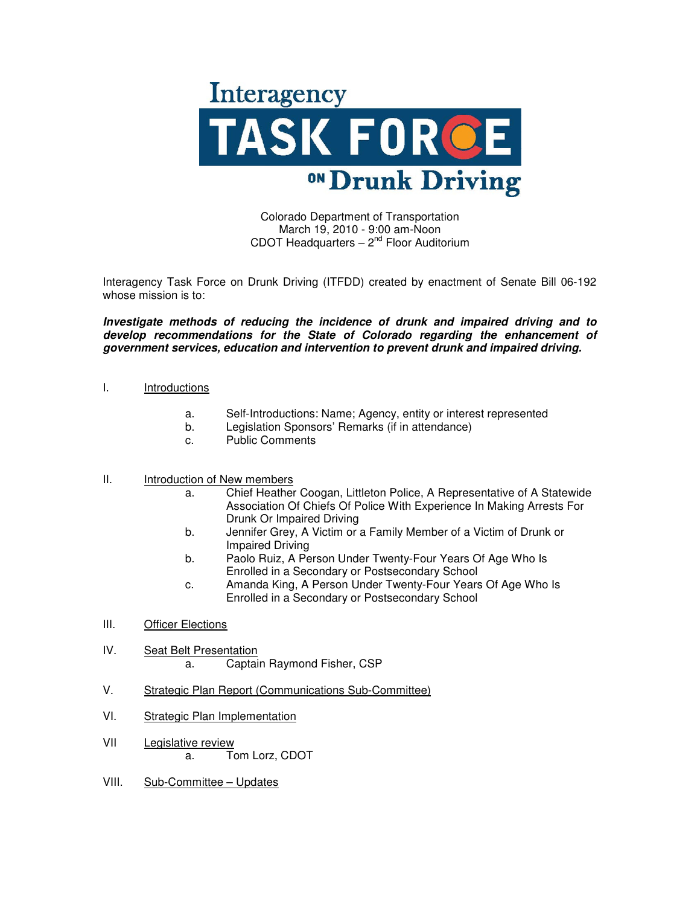# Interagency TASK FORCE ON Drunk Driving

Colorado Department of Transportation
March 19, 2010 - 9:00 am-Noon
CDOT Headquarters – 2nd Floor Auditorium

Interagency Task Force on Drunk Driving (ITFDD) created by enactment of Senate Bill 06-192 whose mission is to:

***Investigate methods of reducing the incidence of drunk and impaired driving and to develop recommendations for the State of Colorado regarding the enhancement of government services, education and intervention to prevent drunk and impaired driving.***

I. Introductions

  a. Self-Introductions: Name; Agency, entity or interest represented
  b. Legislation Sponsors' Remarks (if in attendance)
  c. Public Comments

II. Introduction of New members

  a. Chief Heather Coogan, Littleton Police, A Representative of A Statewide Association Of Chiefs Of Police With Experience In Making Arrests For Drunk Or Impaired Driving
  b. Jennifer Grey, A Victim or a Family Member of a Victim of Drunk or Impaired Driving
  b. Paolo Ruiz, A Person Under Twenty-Four Years Of Age Who Is Enrolled in a Secondary or Postsecondary School
  c. Amanda King, A Person Under Twenty-Four Years Of Age Who Is Enrolled in a Secondary or Postsecondary School

III. Officer Elections

IV. Seat Belt Presentation

  a. Captain Raymond Fisher, CSP

V. Strategic Plan Report (Communications Sub-Committee)

VI. Strategic Plan Implementation

VII Legislative review

  a. Tom Lorz, CDOT

VIII. Sub-Committee – Updates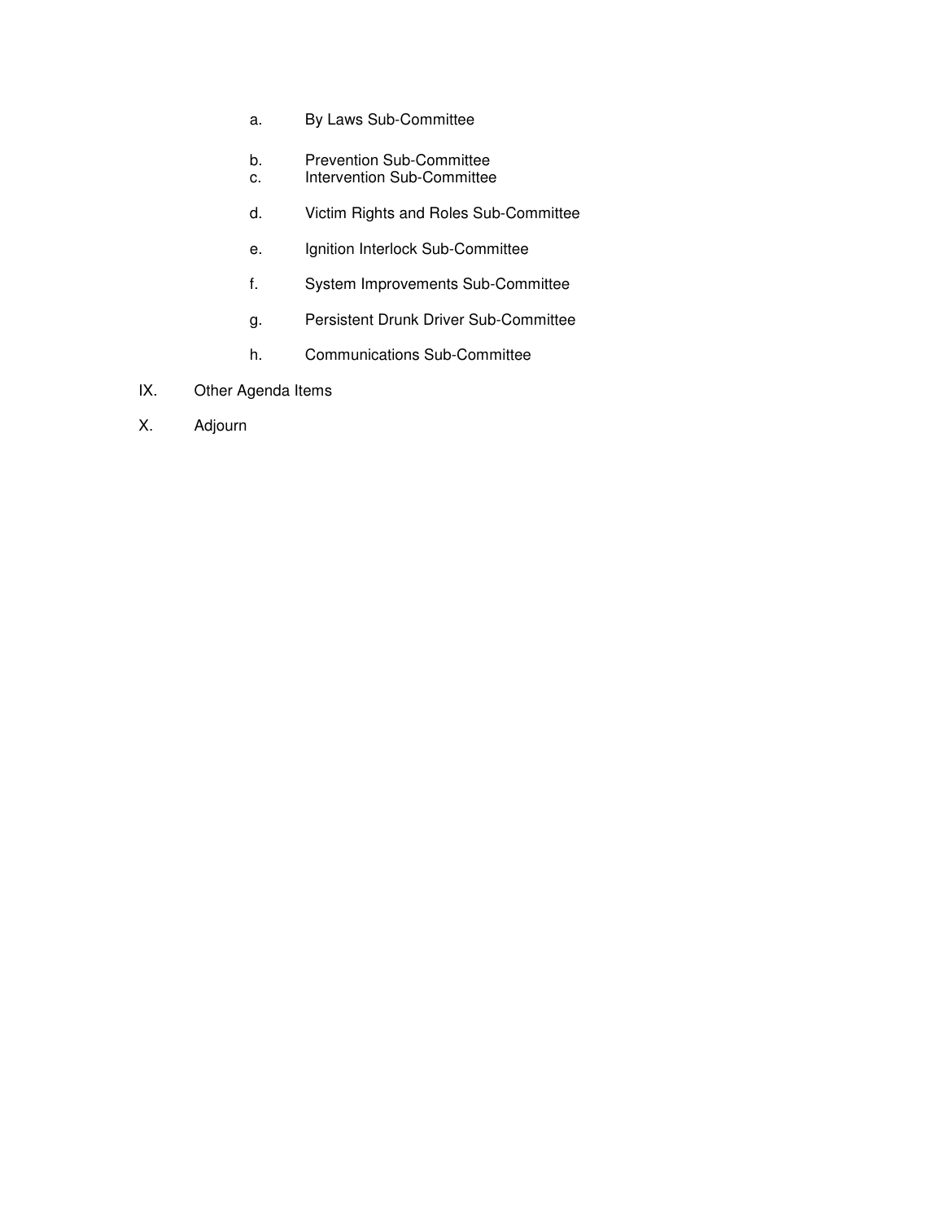a. By Laws Sub-Committee

b. Prevention Sub-Committee

c. Intervention Sub-Committee

d. Victim Rights and Roles Sub-Committee

e. Ignition Interlock Sub-Committee

f. System Improvements Sub-Committee

g. Persistent Drunk Driver Sub-Committee

h. Communications Sub-Committee

IX. Other Agenda Items

X. Adjourn